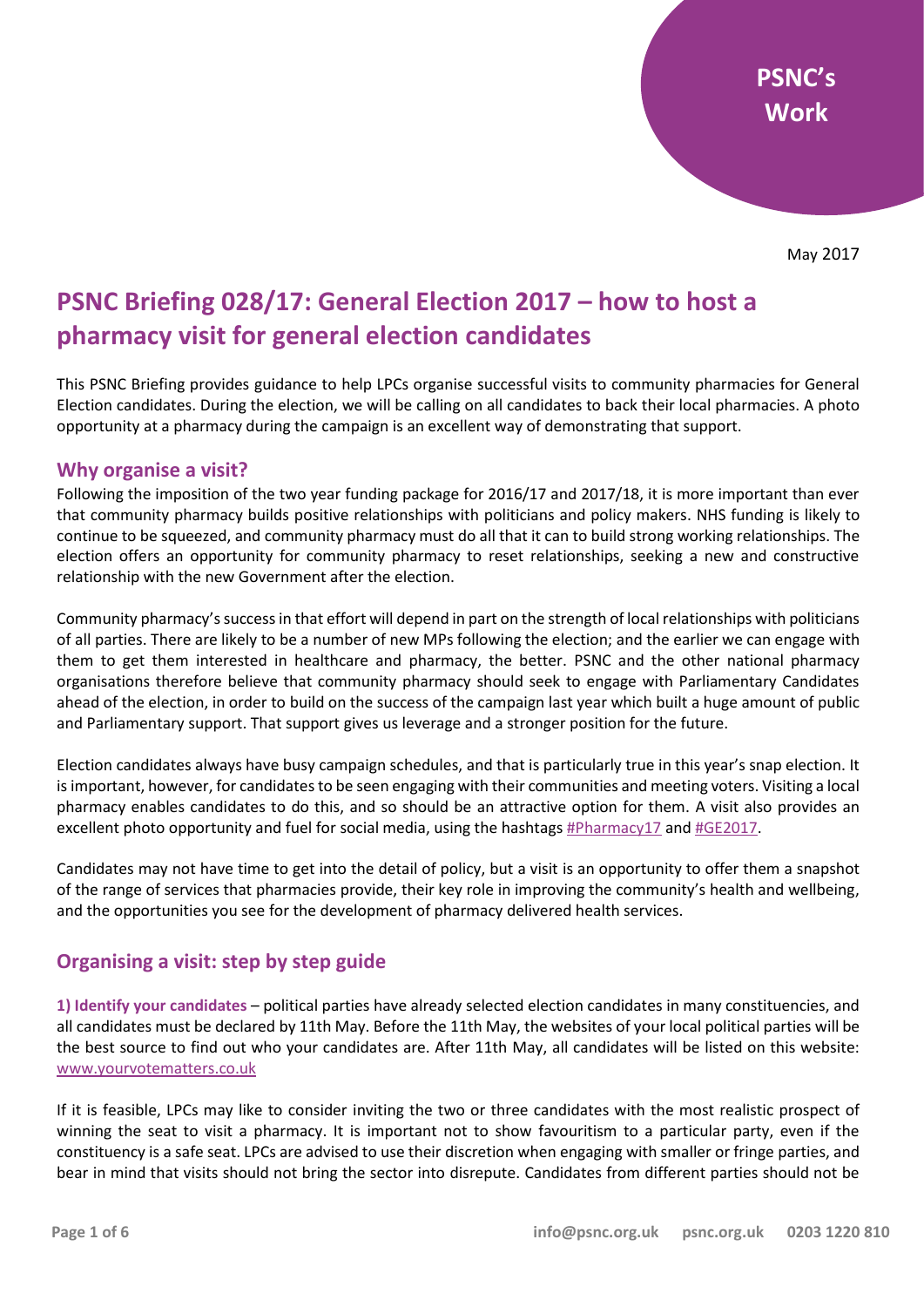PSNC's Work

May 2017

# PSNC Briefing 028/17: General Election 2017 – how to host a pharmacy visit for general election candidates

This PSNC Briefing provides guidance to help LPCs organise successful visits to community pharmacies for General Election candidates. During the election, we will be calling on all candidates to back their local pharmacies. A photo opportunity at a pharmacy during the campaign is an excellent way of demonstrating that support.

## Why organise a visit?

Following the imposition of the two year funding package for 2016/17 and 2017/18, it is more important than ever that community pharmacy builds positive relationships with politicians and policy makers. NHS funding is likely to continue to be squeezed, and community pharmacy must do all that it can to build strong working relationships. The election offers an opportunity for community pharmacy to reset relationships, seeking a new and constructive relationship with the new Government after the election.

Community pharmacy's success in that effort will depend in part on the strength of local relationships with politicians of all parties. There are likely to be a number of new MPs following the election; and the earlier we can engage with them to get them interested in healthcare and pharmacy, the better. PSNC and the other national pharmacy organisations therefore believe that community pharmacy should seek to engage with Parliamentary Candidates ahead of the election, in order to build on the success of the campaign last year which built a huge amount of public and Parliamentary support. That support gives us leverage and a stronger position for the future.

Election candidates always have busy campaign schedules, and that is particularly true in this year's snap election. It is important, however, for candidates to be seen engaging with their communities and meeting voters. Visiting a local pharmacy enables candidates to do this, and so should be an attractive option for them. A visit also provides an excellent photo opportunity and fuel for social media, using the hashtags #Pharmacy17 and #GE2017.

Candidates may not have time to get into the detail of policy, but a visit is an opportunity to offer them a snapshot of the range of services that pharmacies provide, their key role in improving the community's health and wellbeing, and the opportunities you see for the development of pharmacy delivered health services.

## Organising a visit: step by step guide

**1) Identify your candidates** – political parties have already selected election candidates in many constituencies, and all candidates must be declared by 11th May. Before the 11th May, the websites of your local political parties will be the best source to find out who your candidates are. After 11th May, all candidates will be listed on this website: www.yourvotematters.co.uk

If it is feasible, LPCs may like to consider inviting the two or three candidates with the most realistic prospect of winning the seat to visit a pharmacy. It is important not to show favouritism to a particular party, even if the constituency is a safe seat. LPCs are advised to use their discretion when engaging with smaller or fringe parties, and bear in mind that visits should not bring the sector into disrepute. Candidates from different parties should not be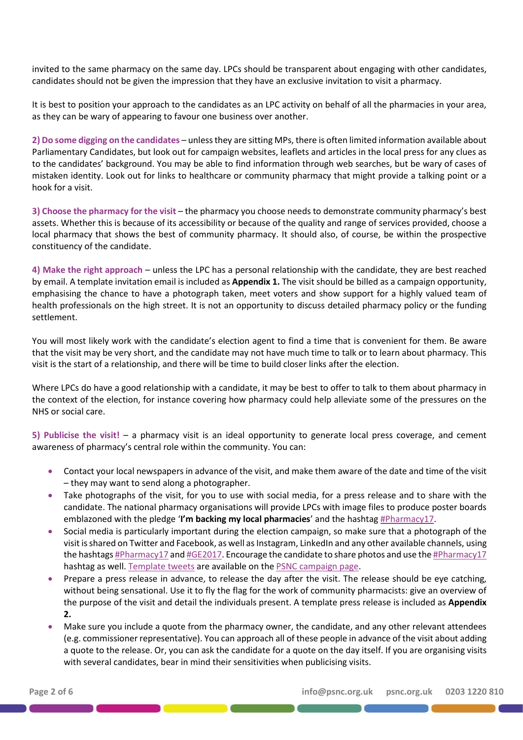invited to the same pharmacy on the same day. LPCs should be transparent about engaging with other candidates, candidates should not be given the impression that they have an exclusive invitation to visit a pharmacy.

It is best to position your approach to the candidates as an LPC activity on behalf of all the pharmacies in your area, as they can be wary of appearing to favour one business over another.

**2) Do some digging on the candidates** – unless they are sitting MPs, there is often limited information available about Parliamentary Candidates, but look out for campaign websites, leaflets and articles in the local press for any clues as to the candidates' background. You may be able to find information through web searches, but be wary of cases of mistaken identity. Look out for links to healthcare or community pharmacy that might provide a talking point or a hook for a visit.

**3) Choose the pharmacy for the visit** – the pharmacy you choose needs to demonstrate community pharmacy's best assets. Whether this is because of its accessibility or because of the quality and range of services provided, choose a local pharmacy that shows the best of community pharmacy. It should also, of course, be within the prospective constituency of the candidate.

**4) Make the right approach** – unless the LPC has a personal relationship with the candidate, they are best reached by email. A template invitation email is included as **Appendix 1.** The visit should be billed as a campaign opportunity, emphasising the chance to have a photograph taken, meet voters and show support for a highly valued team of health professionals on the high street. It is not an opportunity to discuss detailed pharmacy policy or the funding settlement.

You will most likely work with the candidate's election agent to find a time that is convenient for them. Be aware that the visit may be very short, and the candidate may not have much time to talk or to learn about pharmacy. This visit is the start of a relationship, and there will be time to build closer links after the election.

Where LPCs do have a good relationship with a candidate, it may be best to offer to talk to them about pharmacy in the context of the election, for instance covering how pharmacy could help alleviate some of the pressures on the NHS or social care.

**5) Publicise the visit!** – a pharmacy visit is an ideal opportunity to generate local press coverage, and cement awareness of pharmacy's central role within the community. You can:

- Contact your local newspapers in advance of the visit, and make them aware of the date and time of the visit – they may want to send along a photographer.
- Take photographs of the visit, for you to use with social media, for a press release and to share with the candidate. The national pharmacy organisations will provide LPCs with image files to produce poster boards emblazoned with the pledge '**I'm backing my local pharmacies**' and the hashtag #Pharmacy17.
- Social media is particularly important during the election campaign, so make sure that a photograph of the visit is shared on Twitter and Facebook, as well as Instagram, LinkedIn and any other available channels, using the hashtags #Pharmacy17 and #GE2017. Encourage the candidate to share photos and use the #Pharmacy17 hashtag as well. Template tweets are available on the PSNC campaign page.
- Prepare a press release in advance, to release the day after the visit. The release should be eye catching, without being sensational. Use it to fly the flag for the work of community pharmacists: give an overview of the purpose of the visit and detail the individuals present. A template press release is included as **Appendix 2.**
- Make sure you include a quote from the pharmacy owner, the candidate, and any other relevant attendees (e.g. commissioner representative). You can approach all of these people in advance of the visit about adding a quote to the release. Or, you can ask the candidate for a quote on the day itself. If you are organising visits with several candidates, bear in mind their sensitivities when publicising visits.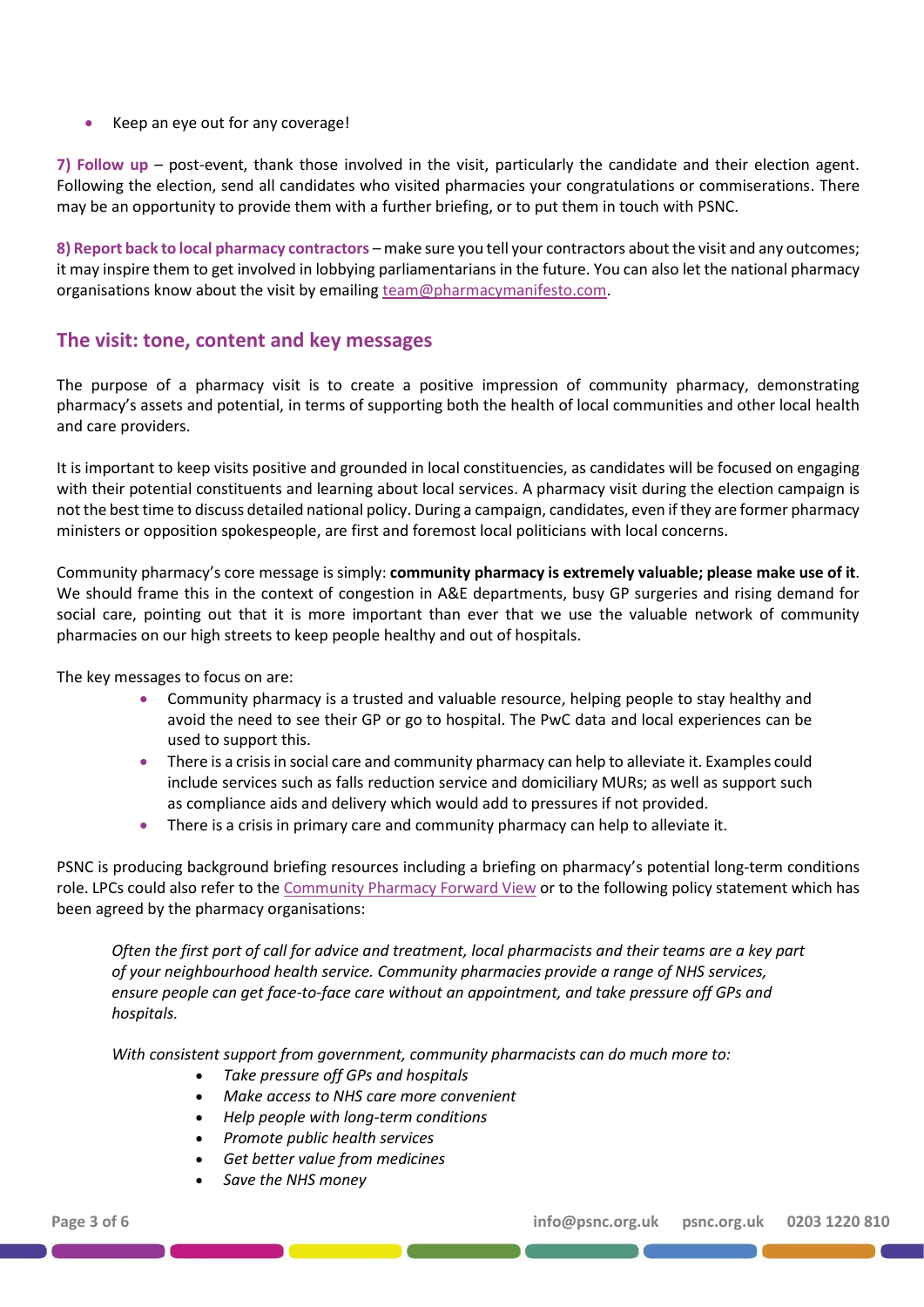- Keep an eye out for any coverage!

**7) Follow up** – post-event, thank those involved in the visit, particularly the candidate and their election agent. Following the election, send all candidates who visited pharmacies your congratulations or commiserations. There may be an opportunity to provide them with a further briefing, or to put them in touch with PSNC.

**8) Report back to local pharmacy contractors** – make sure you tell your contractors about the visit and any outcomes; it may inspire them to get involved in lobbying parliamentarians in the future. You can also let the national pharmacy organisations know about the visit by emailing team@pharmacymanifesto.com.

## The visit: tone, content and key messages

The purpose of a pharmacy visit is to create a positive impression of community pharmacy, demonstrating pharmacy's assets and potential, in terms of supporting both the health of local communities and other local health and care providers.

It is important to keep visits positive and grounded in local constituencies, as candidates will be focused on engaging with their potential constituents and learning about local services. A pharmacy visit during the election campaign is not the best time to discuss detailed national policy. During a campaign, candidates, even if they are former pharmacy ministers or opposition spokespeople, are first and foremost local politicians with local concerns.

Community pharmacy's core message is simply: **community pharmacy is extremely valuable; please make use of it**. We should frame this in the context of congestion in A&E departments, busy GP surgeries and rising demand for social care, pointing out that it is more important than ever that we use the valuable network of community pharmacies on our high streets to keep people healthy and out of hospitals.

The key messages to focus on are:

- Community pharmacy is a trusted and valuable resource, helping people to stay healthy and avoid the need to see their GP or go to hospital. The PwC data and local experiences can be used to support this.
- There is a crisis in social care and community pharmacy can help to alleviate it. Examples could include services such as falls reduction service and domiciliary MURs; as well as support such as compliance aids and delivery which would add to pressures if not provided.
- There is a crisis in primary care and community pharmacy can help to alleviate it.

PSNC is producing background briefing resources including a briefing on pharmacy's potential long-term conditions role. LPCs could also refer to the Community Pharmacy Forward View or to the following policy statement which has been agreed by the pharmacy organisations:

*Often the first port of call for advice and treatment, local pharmacists and their teams are a key part of your neighbourhood health service. Community pharmacies provide a range of NHS services, ensure people can get face-to-face care without an appointment, and take pressure off GPs and hospitals.*

*With consistent support from government, community pharmacists can do much more to:*

- *Take pressure off GPs and hospitals*
- *Make access to NHS care more convenient*
- *Help people with long-term conditions*
- *Promote public health services*
- *Get better value from medicines*
- *Save the NHS money*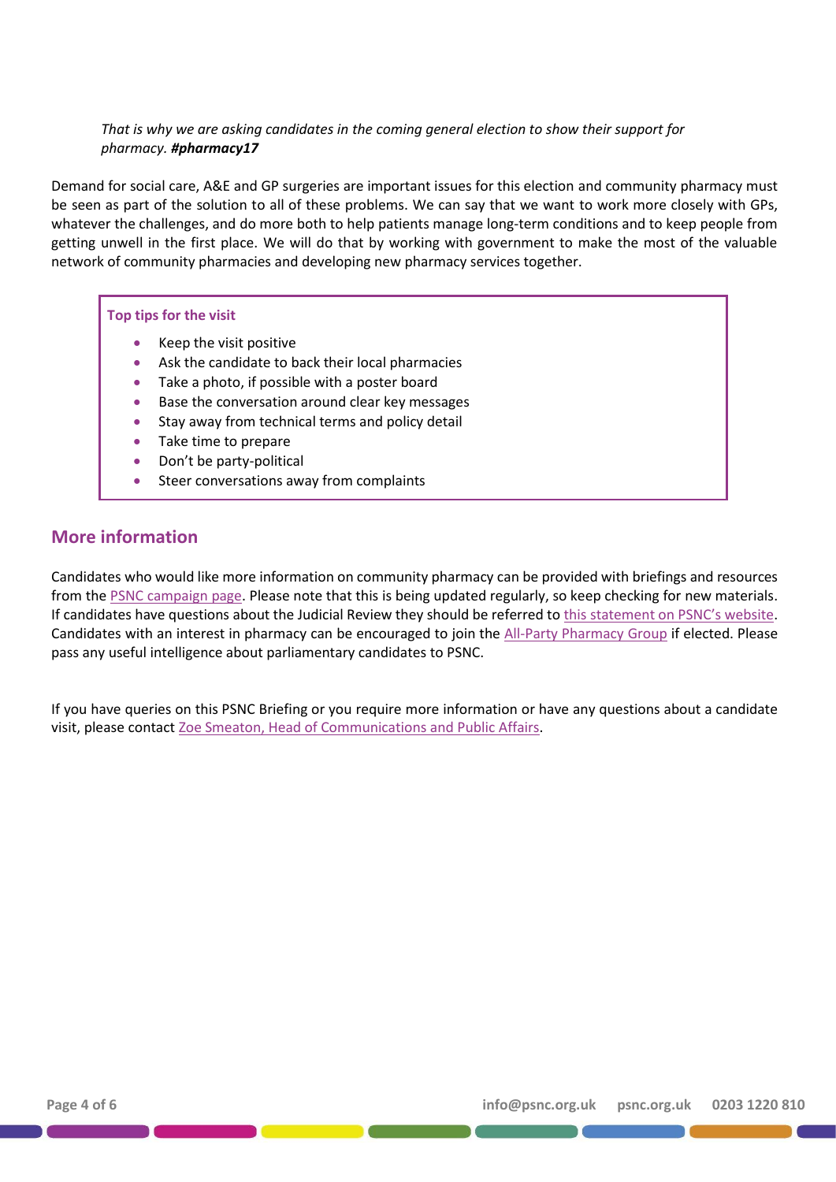*That is why we are asking candidates in the coming general election to show their support for pharmacy.* ***#pharmacy17***

Demand for social care, A&E and GP surgeries are important issues for this election and community pharmacy must be seen as part of the solution to all of these problems. We can say that we want to work more closely with GPs, whatever the challenges, and do more both to help patients manage long-term conditions and to keep people from getting unwell in the first place. We will do that by working with government to make the most of the valuable network of community pharmacies and developing new pharmacy services together.

**Top tips for the visit**

- Keep the visit positive
- Ask the candidate to back their local pharmacies
- Take a photo, if possible with a poster board
- Base the conversation around clear key messages
- Stay away from technical terms and policy detail
- Take time to prepare
- Don't be party-political
- Steer conversations away from complaints

## More information

Candidates who would like more information on community pharmacy can be provided with briefings and resources from the PSNC campaign page. Please note that this is being updated regularly, so keep checking for new materials. If candidates have questions about the Judicial Review they should be referred to this statement on PSNC's website. Candidates with an interest in pharmacy can be encouraged to join the All-Party Pharmacy Group if elected. Please pass any useful intelligence about parliamentary candidates to PSNC.

If you have queries on this PSNC Briefing or you require more information or have any questions about a candidate visit, please contact Zoe Smeaton, Head of Communications and Public Affairs.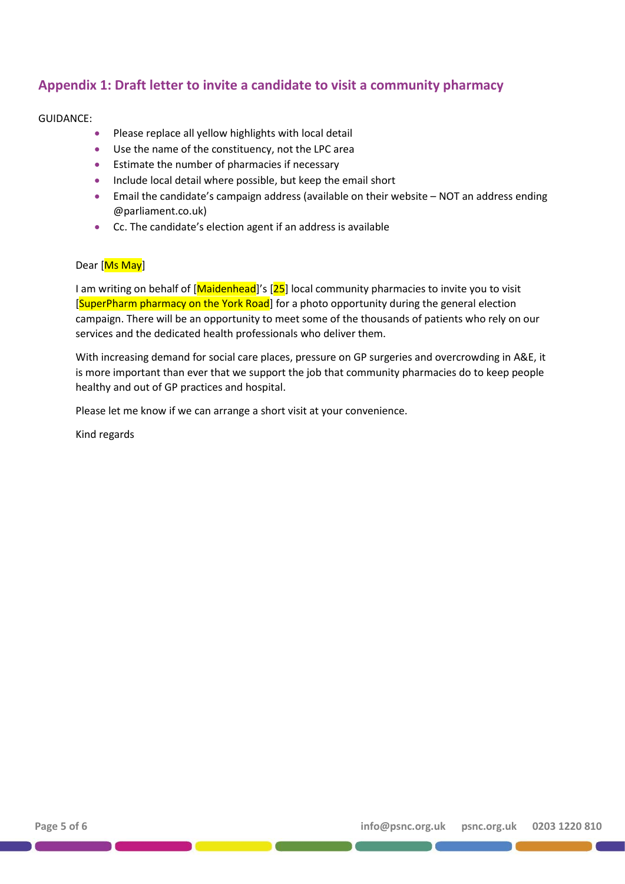## Appendix 1: Draft letter to invite a candidate to visit a community pharmacy

GUIDANCE:

- Please replace all yellow highlights with local detail
- Use the name of the constituency, not the LPC area
- Estimate the number of pharmacies if necessary
- Include local detail where possible, but keep the email short
- Email the candidate's campaign address (available on their website – NOT an address ending @parliament.co.uk)
- Cc. The candidate's election agent if an address is available

Dear [Ms May]

I am writing on behalf of [Maidenhead]'s [25] local community pharmacies to invite you to visit [SuperPharm pharmacy on the York Road] for a photo opportunity during the general election campaign. There will be an opportunity to meet some of the thousands of patients who rely on our services and the dedicated health professionals who deliver them.

With increasing demand for social care places, pressure on GP surgeries and overcrowding in A&E, it is more important than ever that we support the job that community pharmacies do to keep people healthy and out of GP practices and hospital.

Please let me know if we can arrange a short visit at your convenience.

Kind regards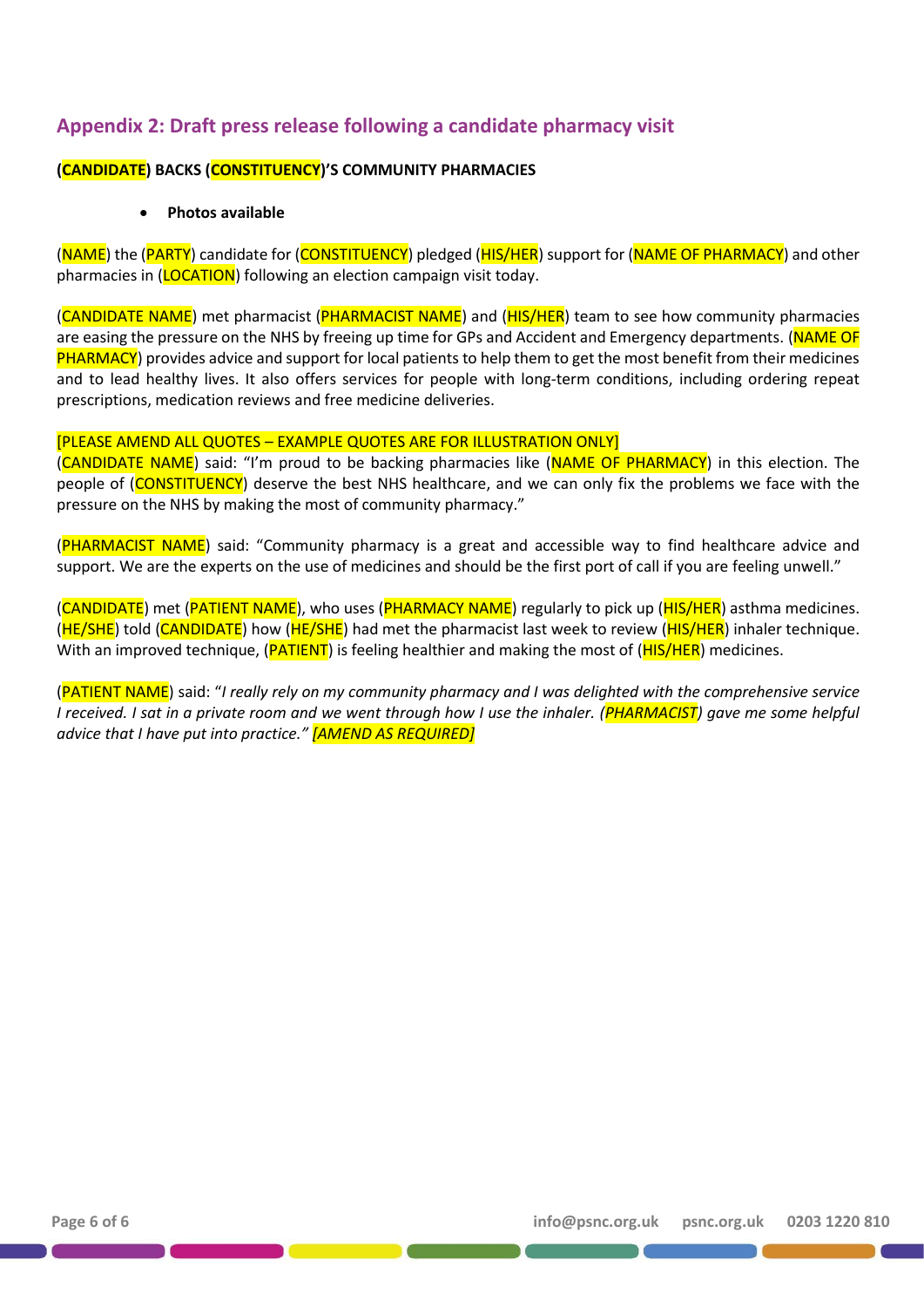## Appendix 2: Draft press release following a candidate pharmacy visit

**(CANDIDATE) BACKS (CONSTITUENCY)'S COMMUNITY PHARMACIES**

- **Photos available**

(NAME) the (PARTY) candidate for (CONSTITUENCY) pledged (HIS/HER) support for (NAME OF PHARMACY) and other pharmacies in (LOCATION) following an election campaign visit today.

(CANDIDATE NAME) met pharmacist (PHARMACIST NAME) and (HIS/HER) team to see how community pharmacies are easing the pressure on the NHS by freeing up time for GPs and Accident and Emergency departments. (NAME OF PHARMACY) provides advice and support for local patients to help them to get the most benefit from their medicines and to lead healthy lives. It also offers services for people with long-term conditions, including ordering repeat prescriptions, medication reviews and free medicine deliveries.

[PLEASE AMEND ALL QUOTES – EXAMPLE QUOTES ARE FOR ILLUSTRATION ONLY]
(CANDIDATE NAME) said: "I'm proud to be backing pharmacies like (NAME OF PHARMACY) in this election. The people of (CONSTITUENCY) deserve the best NHS healthcare, and we can only fix the problems we face with the pressure on the NHS by making the most of community pharmacy."

(PHARMACIST NAME) said: "Community pharmacy is a great and accessible way to find healthcare advice and support. We are the experts on the use of medicines and should be the first port of call if you are feeling unwell."

(CANDIDATE) met (PATIENT NAME), who uses (PHARMACY NAME) regularly to pick up (HIS/HER) asthma medicines. (HE/SHE) told (CANDIDATE) how (HE/SHE) had met the pharmacist last week to review (HIS/HER) inhaler technique. With an improved technique, (PATIENT) is feeling healthier and making the most of (HIS/HER) medicines.

(PATIENT NAME) said: "*I really rely on my community pharmacy and I was delighted with the comprehensive service I received. I sat in a private room and we went through how I use the inhaler. (PHARMACIST) gave me some helpful advice that I have put into practice.*" *[AMEND AS REQUIRED]*

info@psnc.org.uk psnc.org.uk 0203 1220 810